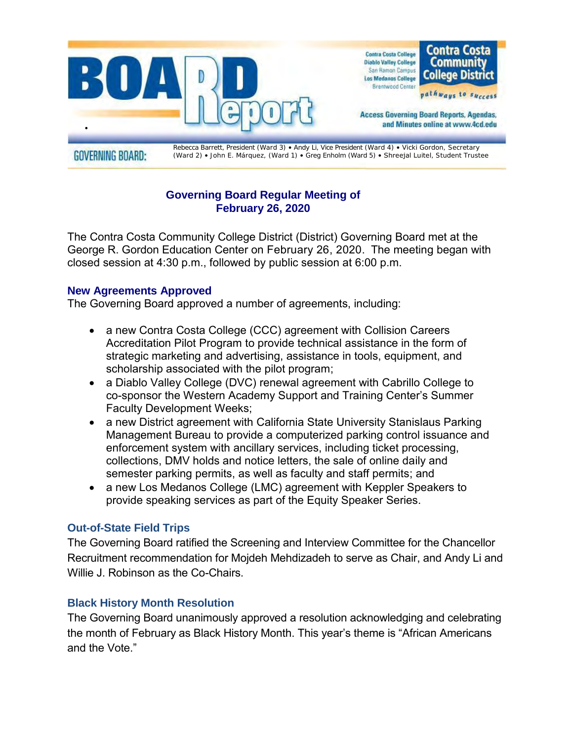# BOARD Report

Contra Costa College
Diablo Valley College
San Ramon Campus
Los Medanos College
Brentwood Center

**Contra Costa Community College District**

*pathways to success*

**Access Governing Board Reports, Agendas, and Minutes online at www.4cd.edu**

**GOVERNING BOARD:** Rebecca Barrett, President (Ward 3) • Andy Li, Vice President (Ward 4) • Vicki Gordon, Secretary (Ward 2) • John E. Márquez, (Ward 1) • Greg Enholm (Ward 5) • Shreejal Luitel, Student Trustee

## Governing Board Regular Meeting of February 26, 2020

The Contra Costa Community College District (District) Governing Board met at the George R. Gordon Education Center on February 26, 2020. The meeting began with closed session at 4:30 p.m., followed by public session at 6:00 p.m.

### New Agreements Approved

The Governing Board approved a number of agreements, including:

- a new Contra Costa College (CCC) agreement with Collision Careers Accreditation Pilot Program to provide technical assistance in the form of strategic marketing and advertising, assistance in tools, equipment, and scholarship associated with the pilot program;
- a Diablo Valley College (DVC) renewal agreement with Cabrillo College to co-sponsor the Western Academy Support and Training Center's Summer Faculty Development Weeks;
- a new District agreement with California State University Stanislaus Parking Management Bureau to provide a computerized parking control issuance and enforcement system with ancillary services, including ticket processing, collections, DMV holds and notice letters, the sale of online daily and semester parking permits, as well as faculty and staff permits; and
- a new Los Medanos College (LMC) agreement with Keppler Speakers to provide speaking services as part of the Equity Speaker Series.

### Out-of-State Field Trips

The Governing Board ratified the Screening and Interview Committee for the Chancellor Recruitment recommendation for Mojdeh Mehdizadeh to serve as Chair, and Andy Li and Willie J. Robinson as the Co-Chairs.

### Black History Month Resolution

The Governing Board unanimously approved a resolution acknowledging and celebrating the month of February as Black History Month. This year's theme is "African Americans and the Vote."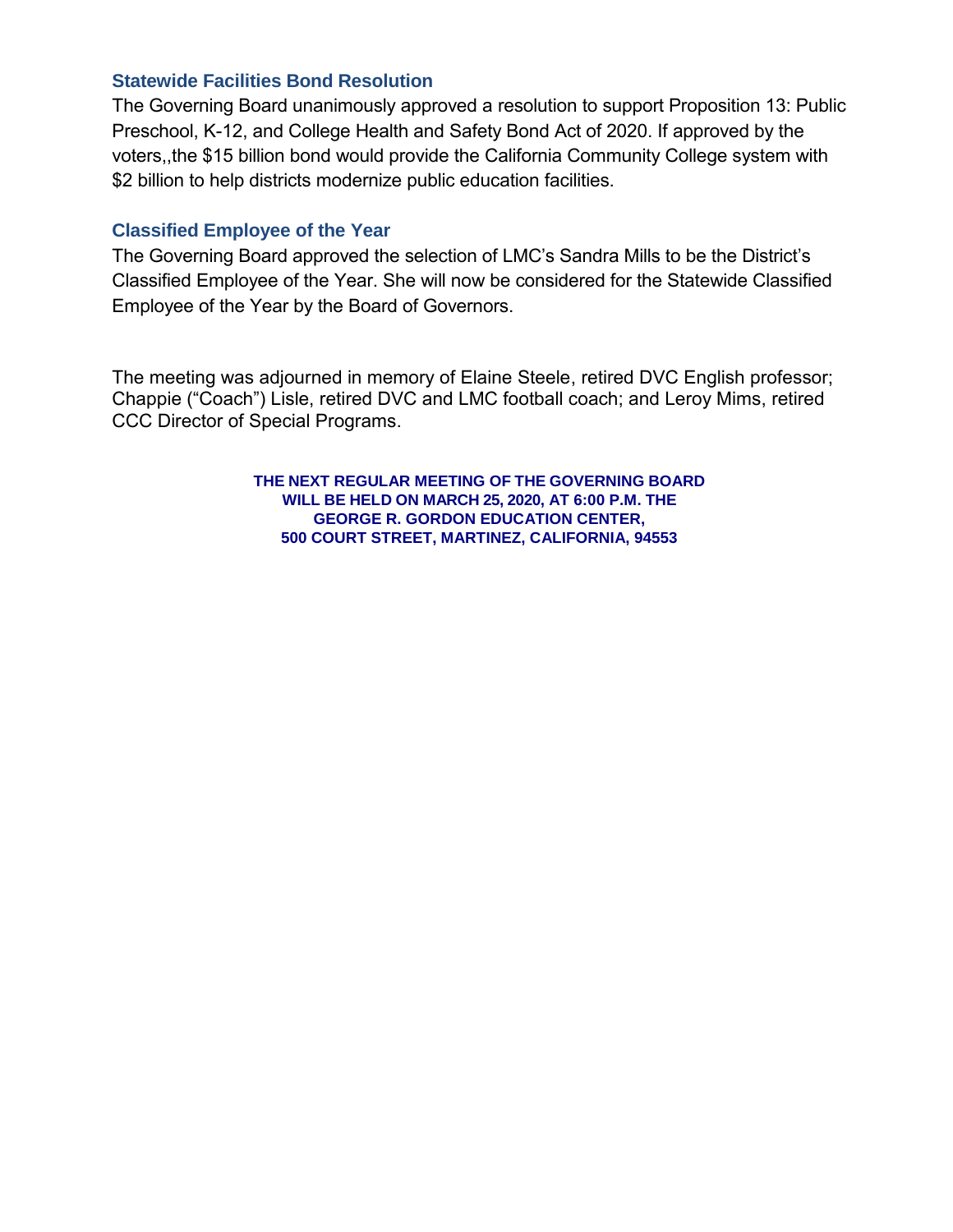### Statewide Facilities Bond Resolution

The Governing Board unanimously approved a resolution to support Proposition 13: Public Preschool, K-12, and College Health and Safety Bond Act of 2020. If approved by the voters,,the $15 billion bond would provide the California Community College system with $2 billion to help districts modernize public education facilities.

### Classified Employee of the Year

The Governing Board approved the selection of LMC's Sandra Mills to be the District's Classified Employee of the Year. She will now be considered for the Statewide Classified Employee of the Year by the Board of Governors.

The meeting was adjourned in memory of Elaine Steele, retired DVC English professor; Chappie ("Coach") Lisle, retired DVC and LMC football coach; and Leroy Mims, retired CCC Director of Special Programs.

**THE NEXT REGULAR MEETING OF THE GOVERNING BOARD WILL BE HELD ON MARCH 25, 2020, AT 6:00 P.M. THE GEORGE R. GORDON EDUCATION CENTER, 500 COURT STREET, MARTINEZ, CALIFORNIA, 94553**